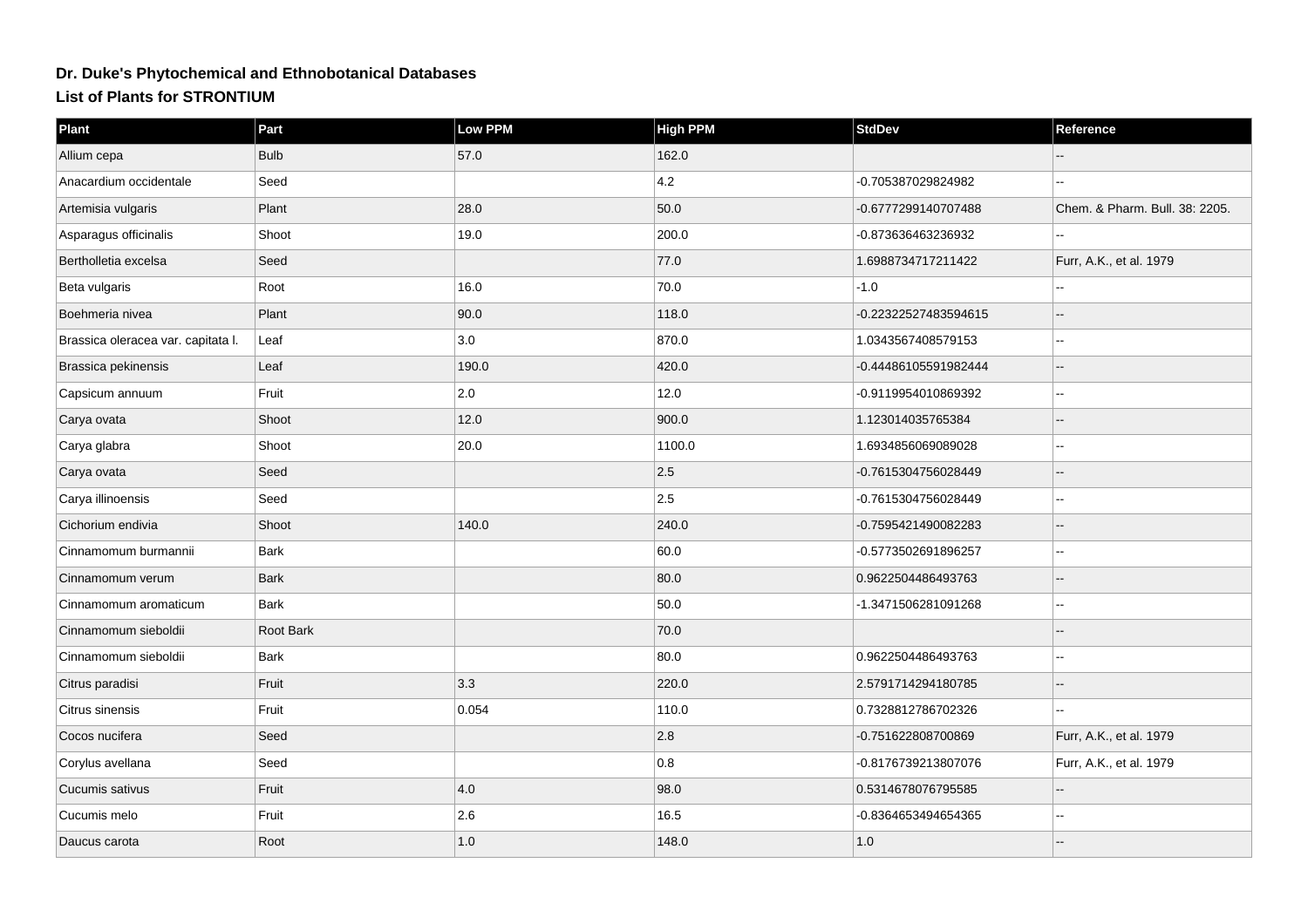# Dr. Duke's Phytochemical and Ethnobotanical Databases

## List of Plants for STRONTIUM

| Plant | Part | Low PPM | High PPM | StdDev | Reference |
|---|---|---|---|---|---|
| Allium cepa | Bulb | 57.0 | 162.0 | | -- |
| Anacardium occidentale | Seed | | 4.2 | -0.705387029824982 | -- |
| Artemisia vulgaris | Plant | 28.0 | 50.0 | -0.6777299140707488 | Chem. & Pharm. Bull. 38: 2205. |
| Asparagus officinalis | Shoot | 19.0 | 200.0 | -0.873636463236932 | -- |
| Bertholletia excelsa | Seed | | 77.0 | 1.6988734717211422 | Furr, A.K., et al. 1979 |
| Beta vulgaris | Root | 16.0 | 70.0 | -1.0 | -- |
| Boehmeria nivea | Plant | 90.0 | 118.0 | -0.22322527483594615 | -- |
| Brassica oleracea var. capitata l. | Leaf | 3.0 | 870.0 | 1.0343567408579153 | -- |
| Brassica pekinensis | Leaf | 190.0 | 420.0 | -0.44486105591982444 | -- |
| Capsicum annuum | Fruit | 2.0 | 12.0 | -0.9119954010869392 | -- |
| Carya ovata | Shoot | 12.0 | 900.0 | 1.123014035765384 | -- |
| Carya glabra | Shoot | 20.0 | 1100.0 | 1.6934856069089028 | -- |
| Carya ovata | Seed | | 2.5 | -0.7615304756028449 | -- |
| Carya illinoensis | Seed | | 2.5 | -0.7615304756028449 | -- |
| Cichorium endivia | Shoot | 140.0 | 240.0 | -0.7595421490082283 | -- |
| Cinnamomum burmannii | Bark | | 60.0 | -0.5773502691896257 | -- |
| Cinnamomum verum | Bark | | 80.0 | 0.9622504486493763 | -- |
| Cinnamomum aromaticum | Bark | | 50.0 | -1.3471506281091268 | -- |
| Cinnamomum sieboldii | Root Bark | | 70.0 | | -- |
| Cinnamomum sieboldii | Bark | | 80.0 | 0.9622504486493763 | -- |
| Citrus paradisi | Fruit | 3.3 | 220.0 | 2.5791714294180785 | -- |
| Citrus sinensis | Fruit | 0.054 | 110.0 | 0.7328812786702326 | -- |
| Cocos nucifera | Seed | | 2.8 | -0.751622808700869 | Furr, A.K., et al. 1979 |
| Corylus avellana | Seed | | 0.8 | -0.8176739213807076 | Furr, A.K., et al. 1979 |
| Cucumis sativus | Fruit | 4.0 | 98.0 | 0.5314678076795585 | -- |
| Cucumis melo | Fruit | 2.6 | 16.5 | -0.8364653494654365 | -- |
| Daucus carota | Root | 1.0 | 148.0 | 1.0 | -- |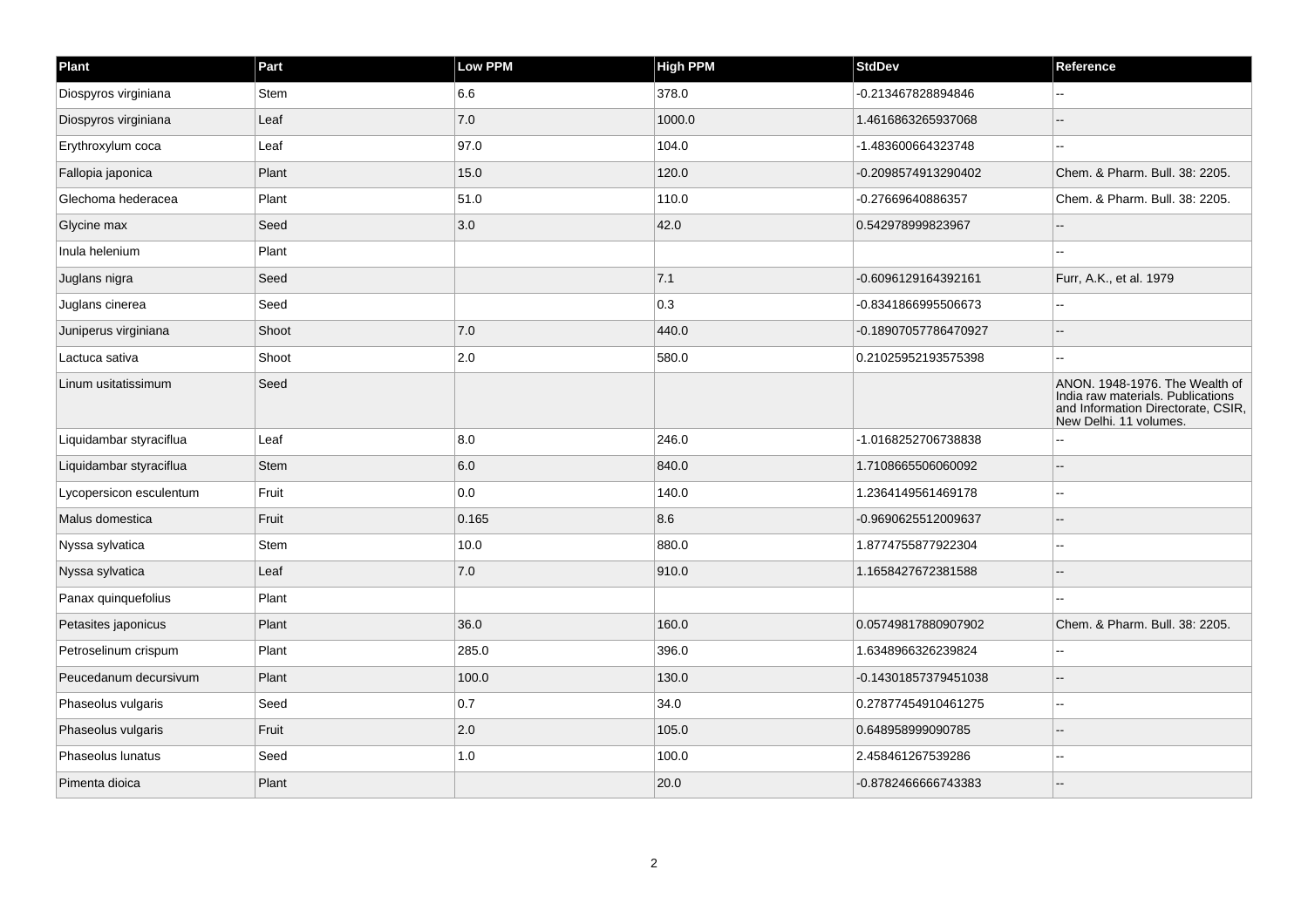| Plant | Part | Low PPM | High PPM | StdDev | Reference |
| --- | --- | --- | --- | --- | --- |
| Diospyros virginiana | Stem | 6.6 | 378.0 | -0.213467828894846 | -- |
| Diospyros virginiana | Leaf | 7.0 | 1000.0 | 1.4616863265937068 | -- |
| Erythroxylum coca | Leaf | 97.0 | 104.0 | -1.483600664323748 | -- |
| Fallopia japonica | Plant | 15.0 | 120.0 | -0.2098574913290402 | Chem. & Pharm. Bull. 38: 2205. |
| Glechoma hederacea | Plant | 51.0 | 110.0 | -0.27669640886357 | Chem. & Pharm. Bull. 38: 2205. |
| Glycine max | Seed | 3.0 | 42.0 | 0.542978999823967 | -- |
| Inula helenium | Plant | | | | -- |
| Juglans nigra | Seed | | 7.1 | -0.6096129164392161 | Furr, A.K., et al. 1979 |
| Juglans cinerea | Seed | | 0.3 | -0.8341866995506673 | -- |
| Juniperus virginiana | Shoot | 7.0 | 440.0 | -0.18907057786470927 | -- |
| Lactuca sativa | Shoot | 2.0 | 580.0 | 0.21025952193575398 | -- |
| Linum usitatissimum | Seed | | | | ANON. 1948-1976. The Wealth of India raw materials. Publications and Information Directorate, CSIR, New Delhi. 11 volumes. |
| Liquidambar styraciflua | Leaf | 8.0 | 246.0 | -1.0168252706738838 | -- |
| Liquidambar styraciflua | Stem | 6.0 | 840.0 | 1.7108665506060092 | -- |
| Lycopersicon esculentum | Fruit | 0.0 | 140.0 | 1.2364149561469178 | -- |
| Malus domestica | Fruit | 0.165 | 8.6 | -0.9690625512009637 | -- |
| Nyssa sylvatica | Stem | 10.0 | 880.0 | 1.8774755877922304 | -- |
| Nyssa sylvatica | Leaf | 7.0 | 910.0 | 1.1658427672381588 | -- |
| Panax quinquefolius | Plant | | | | -- |
| Petasites japonicus | Plant | 36.0 | 160.0 | 0.05749817880907902 | Chem. & Pharm. Bull. 38: 2205. |
| Petroselinum crispum | Plant | 285.0 | 396.0 | 1.6348966326239824 | -- |
| Peucedanum decursivum | Plant | 100.0 | 130.0 | -0.14301857379451038 | -- |
| Phaseolus vulgaris | Seed | 0.7 | 34.0 | 0.27877454910461275 | -- |
| Phaseolus vulgaris | Fruit | 2.0 | 105.0 | 0.648958999090785 | -- |
| Phaseolus lunatus | Seed | 1.0 | 100.0 | 2.458461267539286 | -- |
| Pimenta dioica | Plant | | 20.0 | -0.8782466666743383 | -- |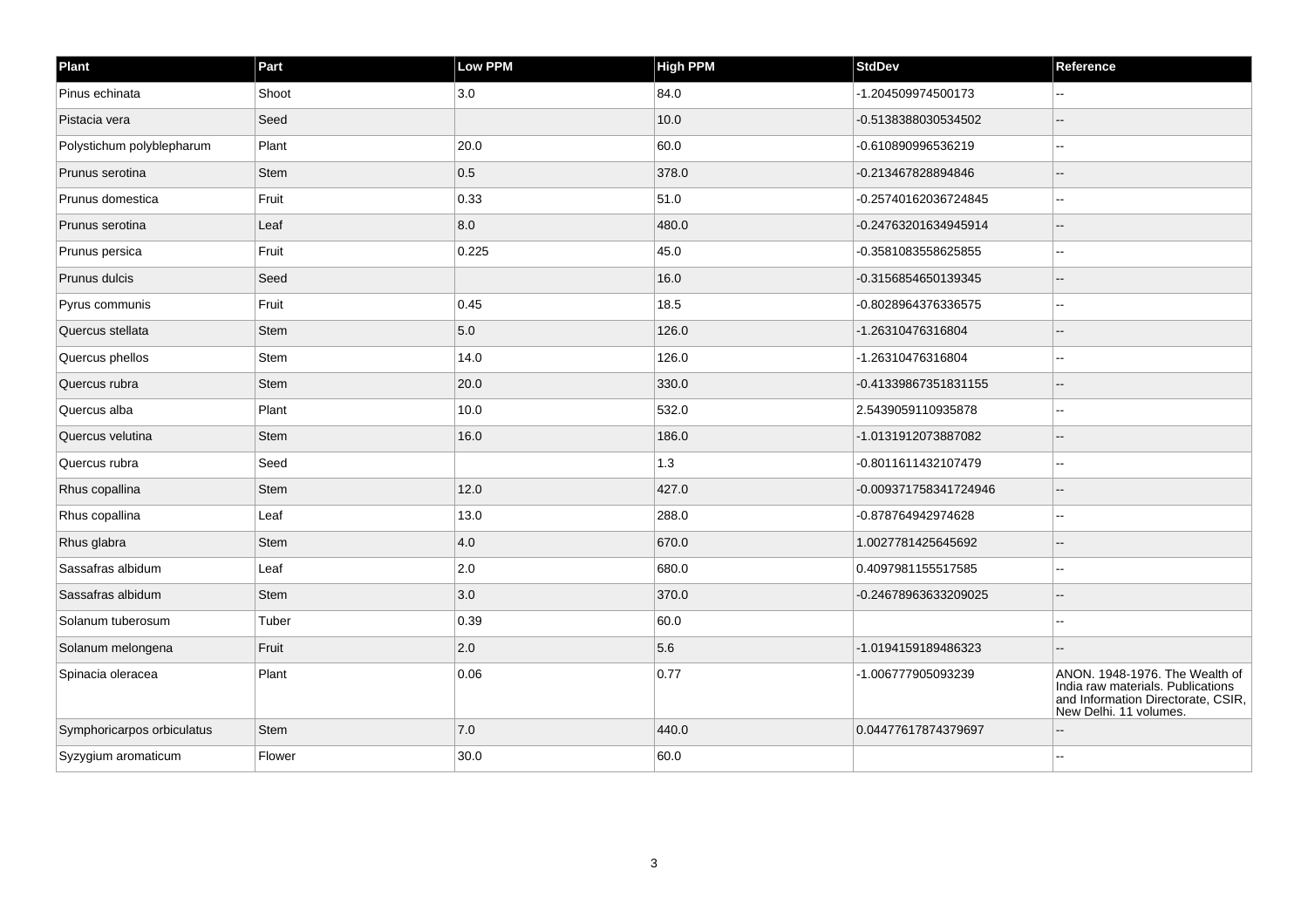| Plant | Part | Low PPM | High PPM | StdDev | Reference |
| --- | --- | --- | --- | --- | --- |
| Pinus echinata | Shoot | 3.0 | 84.0 | -1.204509974500173 | -- |
| Pistacia vera | Seed | | 10.0 | -0.5138388030534502 | -- |
| Polystichum polyblepharum | Plant | 20.0 | 60.0 | -0.610890996536219 | -- |
| Prunus serotina | Stem | 0.5 | 378.0 | -0.213467828894846 | -- |
| Prunus domestica | Fruit | 0.33 | 51.0 | -0.25740162036724845 | -- |
| Prunus serotina | Leaf | 8.0 | 480.0 | -0.24763201634945914 | -- |
| Prunus persica | Fruit | 0.225 | 45.0 | -0.3581083558625855 | -- |
| Prunus dulcis | Seed | | 16.0 | -0.3156854650139345 | -- |
| Pyrus communis | Fruit | 0.45 | 18.5 | -0.8028964376336575 | -- |
| Quercus stellata | Stem | 5.0 | 126.0 | -1.26310476316804 | -- |
| Quercus phellos | Stem | 14.0 | 126.0 | -1.26310476316804 | -- |
| Quercus rubra | Stem | 20.0 | 330.0 | -0.41339867351831155 | -- |
| Quercus alba | Plant | 10.0 | 532.0 | 2.5439059110935878 | -- |
| Quercus velutina | Stem | 16.0 | 186.0 | -1.0131912073887082 | -- |
| Quercus rubra | Seed | | 1.3 | -0.8011611432107479 | -- |
| Rhus copallina | Stem | 12.0 | 427.0 | -0.009371758341724946 | -- |
| Rhus copallina | Leaf | 13.0 | 288.0 | -0.878764942974628 | -- |
| Rhus glabra | Stem | 4.0 | 670.0 | 1.0027781425645692 | -- |
| Sassafras albidum | Leaf | 2.0 | 680.0 | 0.4097981155517585 | -- |
| Sassafras albidum | Stem | 3.0 | 370.0 | -0.24678963633209025 | -- |
| Solanum tuberosum | Tuber | 0.39 | 60.0 | | -- |
| Solanum melongena | Fruit | 2.0 | 5.6 | -1.0194159189486323 | -- |
| Spinacia oleracea | Plant | 0.06 | 0.77 | -1.006777905093239 | ANON. 1948-1976. The Wealth of India raw materials. Publications and Information Directorate, CSIR, New Delhi. 11 volumes. |
| Symphoricarpos orbiculatus | Stem | 7.0 | 440.0 | 0.04477617874379697 | -- |
| Syzygium aromaticum | Flower | 30.0 | 60.0 | | -- |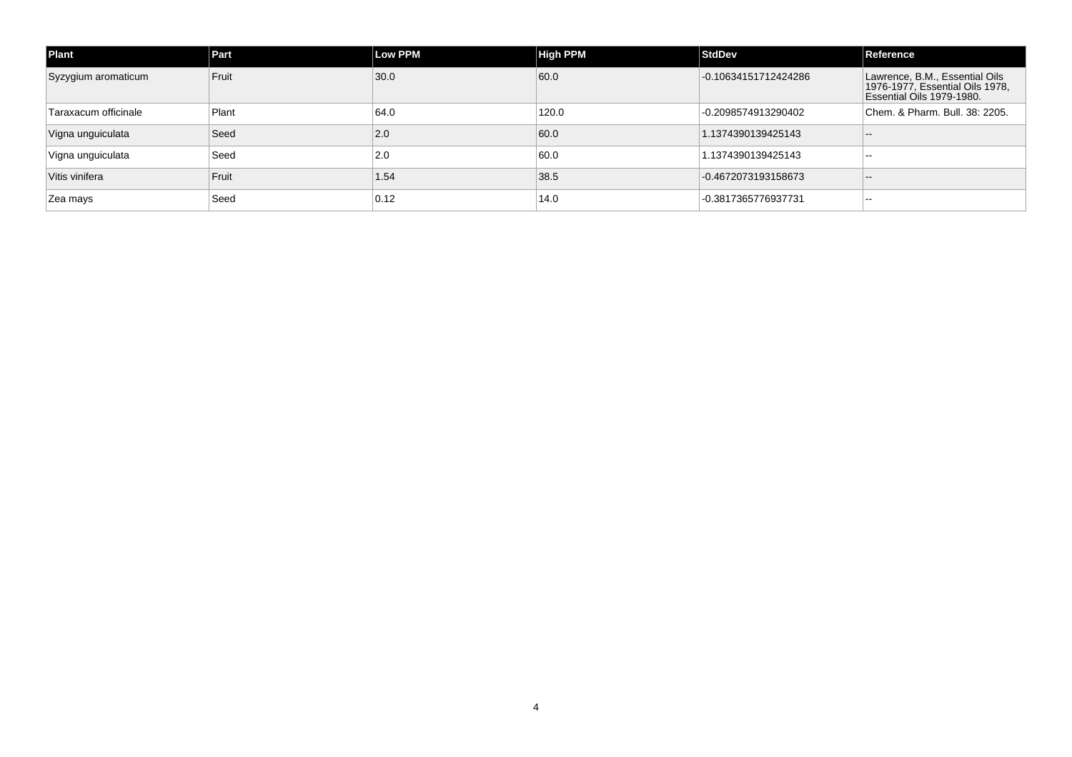| Plant | Part | Low PPM | High PPM | StdDev | Reference |
|---|---|---|---|---|---|
| Syzygium aromaticum | Fruit | 30.0 | 60.0 | -0.10634151712424286 | Lawrence, B.M., Essential Oils 1976-1977, Essential Oils 1978, Essential Oils 1979-1980. |
| Taraxacum officinale | Plant | 64.0 | 120.0 | -0.2098574913290402 | Chem. & Pharm. Bull. 38: 2205. |
| Vigna unguiculata | Seed | 2.0 | 60.0 | 1.1374390139425143 | -- |
| Vigna unguiculata | Seed | 2.0 | 60.0 | 1.1374390139425143 | -- |
| Vitis vinifera | Fruit | 1.54 | 38.5 | -0.4672073193158673 | -- |
| Zea mays | Seed | 0.12 | 14.0 | -0.3817365776937731 | -- |